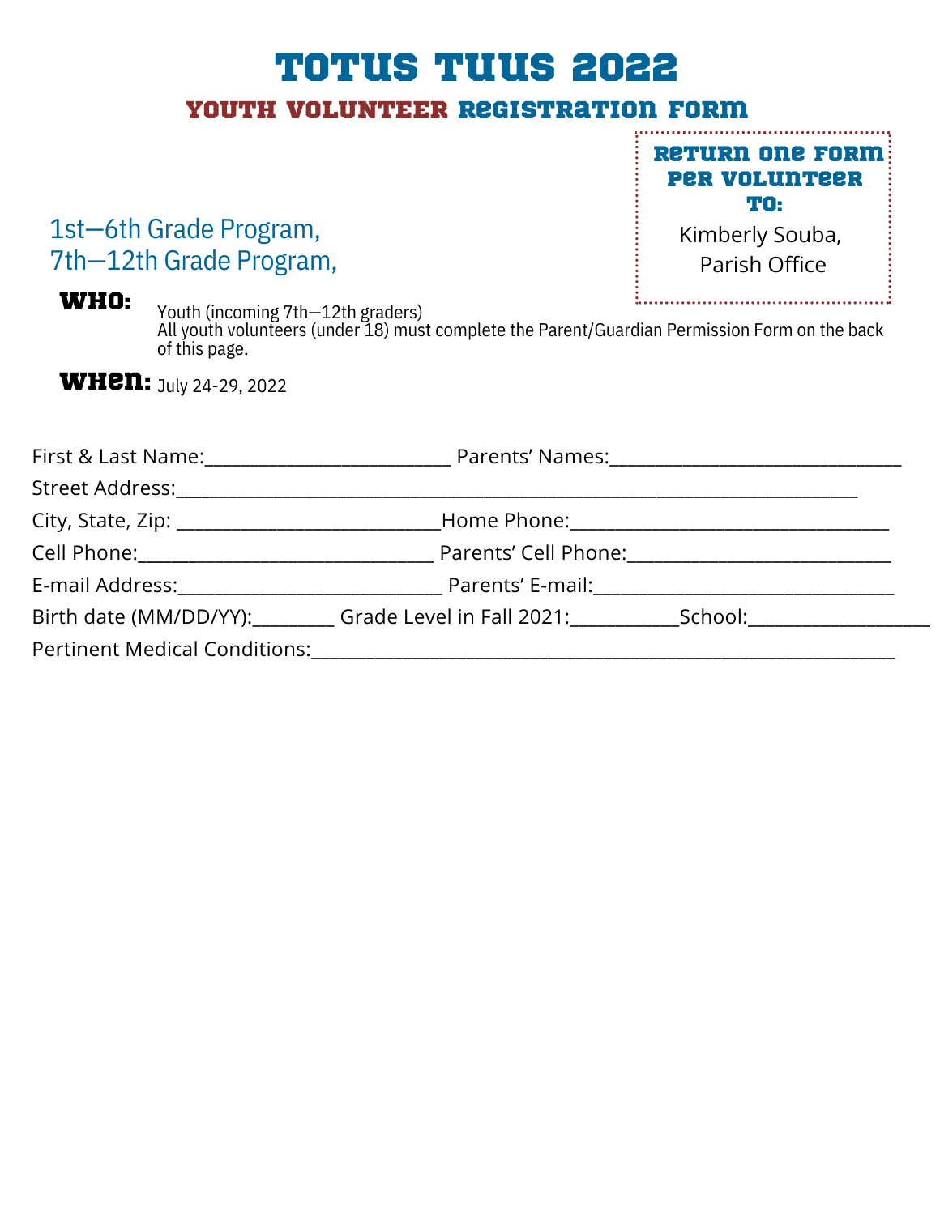# TOTUS TUUS 2022

## YOUTH VOLUNTEER REGISTRATION FORM

**RETURN ONE FORM PER VOLUNTEER TO:**

Kimberly Souba,
Parish Office

1st—6th Grade Program,
7th—12th Grade Program,

**WHO:** Youth (incoming 7th—12th graders)
All youth volunteers (under 18) must complete the Parent/Guardian Permission Form on the back of this page.

**WHEN:** July 24-29, 2022

First & Last Name:_________________________ Parents' Names:______________________________

Street Address:______________________________________________________________________

City, State, Zip: __________________________Home Phone:________________________________

Cell Phone:______________________________ Parents' Cell Phone:__________________________

E-mail Address:__________________________ Parents' E-mail:______________________________

Birth date (MM/DD/YY):________ Grade Level in Fall 2021:__________School:_________________

Pertinent Medical Conditions:___________________________________________________________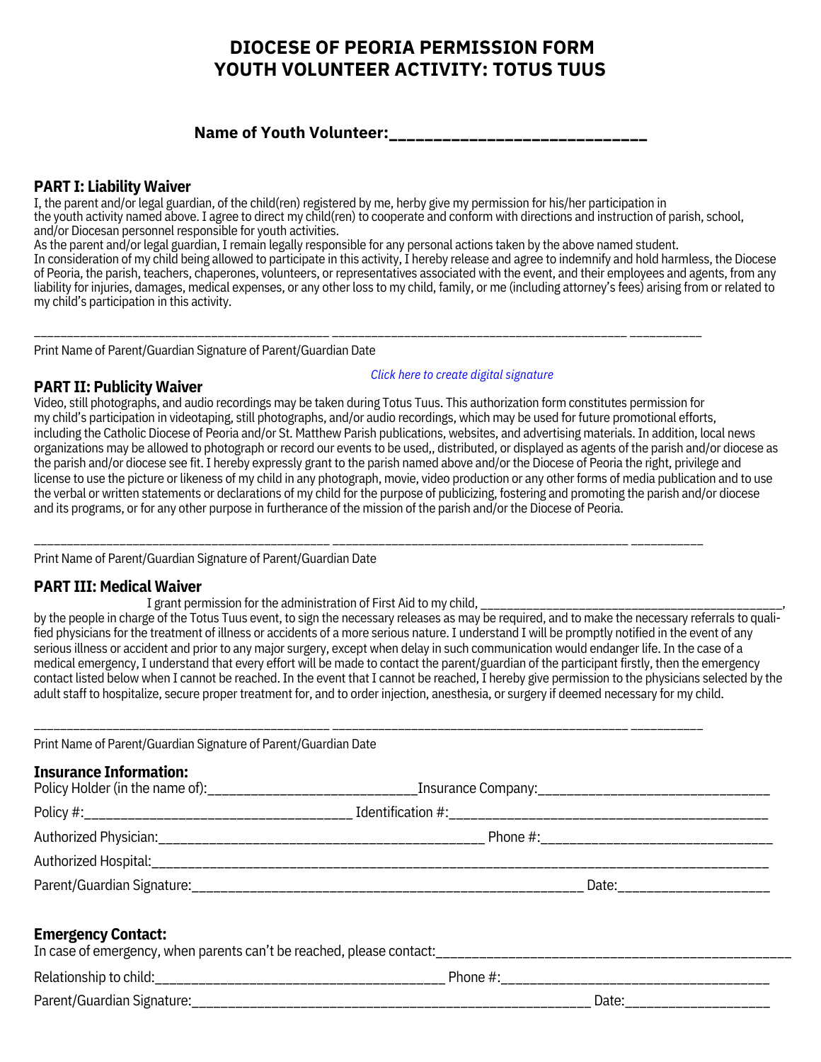# DIOCESE OF PEORIA PERMISSION FORM
# YOUTH VOLUNTEER ACTIVITY: TOTUS TUUS

**Name of Youth Volunteer:____________________________**

## PART I: Liability Waiver

I, the parent and/or legal guardian, of the child(ren) registered by me, herby give my permission for his/her participation in the youth activity named above. I agree to direct my child(ren) to cooperate and conform with directions and instruction of parish, school, and/or Diocesan personnel responsible for youth activities.

As the parent and/or legal guardian, I remain legally responsible for any personal actions taken by the above named student.

In consideration of my child being allowed to participate in this activity, I hereby release and agree to indemnify and hold harmless, the Diocese of Peoria, the parish, teachers, chaperones, volunteers, or representatives associated with the event, and their employees and agents, from any liability for injuries, damages, medical expenses, or any other loss to my child, family, or me (including attorney's fees) arising from or related to my child's participation in this activity.

___________________________________________ ___________________________________________ __________

Print Name of Parent/Guardian Signature of Parent/Guardian Date

*Click here to create digital signature*

## PART II: Publicity Waiver

Video, still photographs, and audio recordings may be taken during Totus Tuus. This authorization form constitutes permission for my child's participation in videotaping, still photographs, and/or audio recordings, which may be used for future promotional efforts, including the Catholic Diocese of Peoria and/or St. Matthew Parish publications, websites, and advertising materials. In addition, local news organizations may be allowed to photograph or record our events to be used,, distributed, or displayed as agents of the parish and/or diocese as the parish and/or diocese see fit. I hereby expressly grant to the parish named above and/or the Diocese of Peoria the right, privilege and license to use the picture or likeness of my child in any photograph, movie, video production or any other forms of media publication and to use the verbal or written statements or declarations of my child for the purpose of publicizing, fostering and promoting the parish and/or diocese and its programs, or for any other purpose in furtherance of the mission of the parish and/or the Diocese of Peoria.

___________________________________________ ___________________________________________ __________

Print Name of Parent/Guardian Signature of Parent/Guardian Date

## PART III: Medical Waiver

I grant permission for the administration of First Aid to my child, ___________________________________________, by the people in charge of the Totus Tuus event, to sign the necessary releases as may be required, and to make the necessary referrals to qualified physicians for the treatment of illness or accidents of a more serious nature. I understand I will be promptly notified in the event of any serious illness or accident and prior to any major surgery, except when delay in such communication would endanger life. In the case of a medical emergency, I understand that every effort will be made to contact the parent/guardian of the participant firstly, then the emergency contact listed below when I cannot be reached. In the event that I cannot be reached, I hereby give permission to the physicians selected by the adult staff to hospitalize, secure proper treatment for, and to order injection, anesthesia, or surgery if deemed necessary for my child.

___________________________________________ ___________________________________________ __________

Print Name of Parent/Guardian Signature of Parent/Guardian Date

## Insurance Information:

Policy Holder (in the name of):____________________________Insurance Company:_______________________________

Policy #:___________________________________ Identification #:_____________________________________________

Authorized Physician:_____________________________________________ Phone #:_______________________________

Authorized Hospital:_______________________________________________________________________________________

Parent/Guardian Signature:_______________________________________________________ Date:____________________

## Emergency Contact:

In case of emergency, when parents can't be reached, please contact:_________________________________________________

Relationship to child:________________________________________ Phone #:_____________________________________

Parent/Guardian Signature:_______________________________________________________ Date:____________________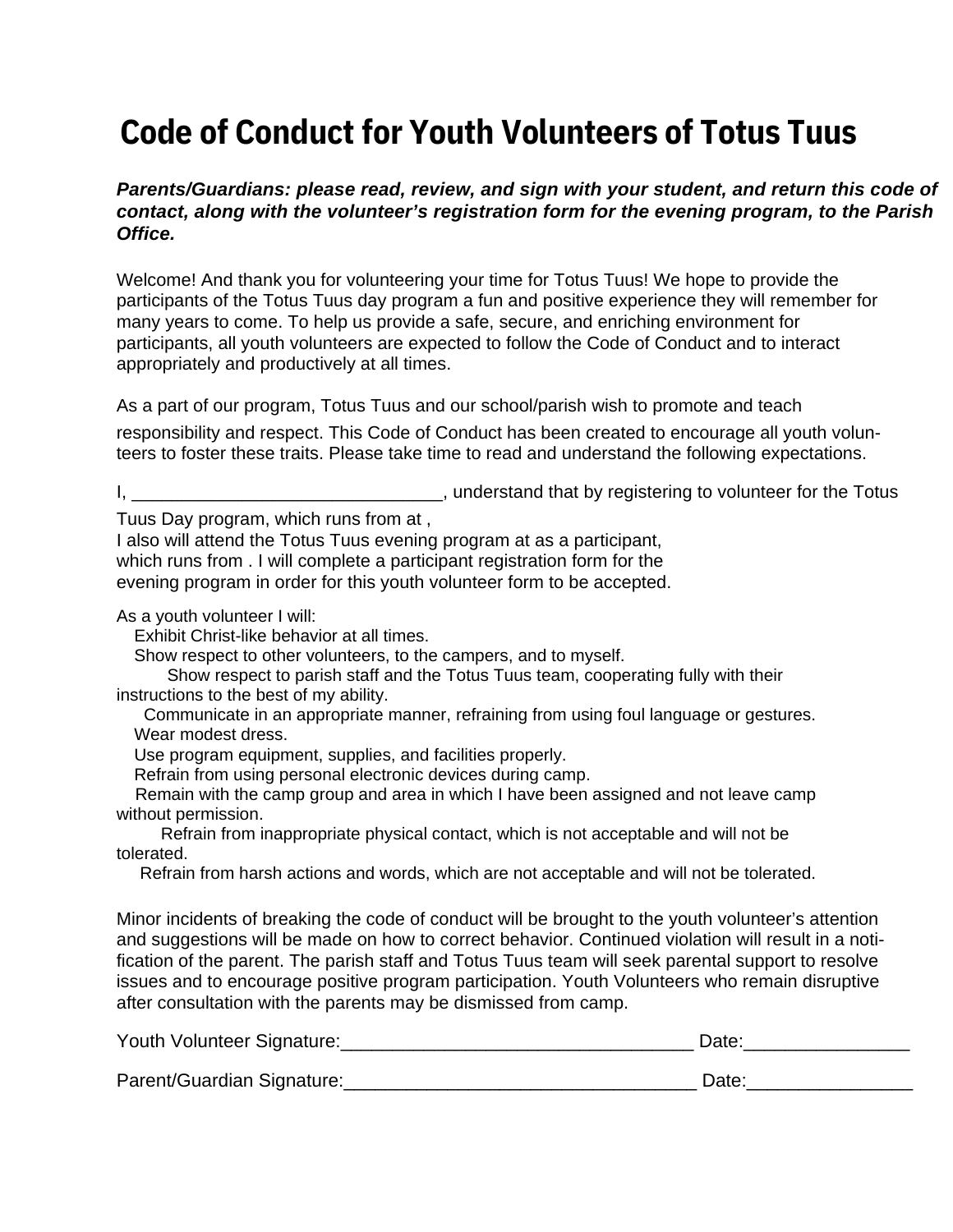# Code of Conduct for Youth Volunteers of Totus Tuus

***Parents/Guardians: please read, review, and sign with your student, and return this code of contact, along with the volunteer's registration form for the evening program, to the Parish Office.***

Welcome! And thank you for volunteering your time for Totus Tuus! We hope to provide the participants of the Totus Tuus day program a fun and positive experience they will remember for many years to come. To help us provide a safe, secure, and enriching environment for participants, all youth volunteers are expected to follow the Code of Conduct and to interact appropriately and productively at all times.

As a part of our program, Totus Tuus and our school/parish wish to promote and teach responsibility and respect. This Code of Conduct has been created to encourage all youth volunteers to foster these traits. Please take time to read and understand the following expectations.

I, ______________________________, understand that by registering to volunteer for the Totus Tuus Day program, which runs from at ,
I also will attend the Totus Tuus evening program at as a participant, which runs from . I will complete a participant registration form for the evening program in order for this youth volunteer form to be accepted.

As a youth volunteer I will:

- Exhibit Christ-like behavior at all times.
- Show respect to other volunteers, to the campers, and to myself.
- Show respect to parish staff and the Totus Tuus team, cooperating fully with their instructions to the best of my ability.
- Communicate in an appropriate manner, refraining from using foul language or gestures.
- Wear modest dress.
- Use program equipment, supplies, and facilities properly.
- Refrain from using personal electronic devices during camp.
- Remain with the camp group and area in which I have been assigned and not leave camp without permission.
- Refrain from inappropriate physical contact, which is not acceptable and will not be tolerated.
- Refrain from harsh actions and words, which are not acceptable and will not be tolerated.

Minor incidents of breaking the code of conduct will be brought to the youth volunteer's attention and suggestions will be made on how to correct behavior. Continued violation will result in a notification of the parent. The parish staff and Totus Tuus team will seek parental support to resolve issues and to encourage positive program participation. Youth Volunteers who remain disruptive after consultation with the parents may be dismissed from camp.

Youth Volunteer Signature:___________________________________ Date:________________

Parent/Guardian Signature:__________________________________ Date:________________